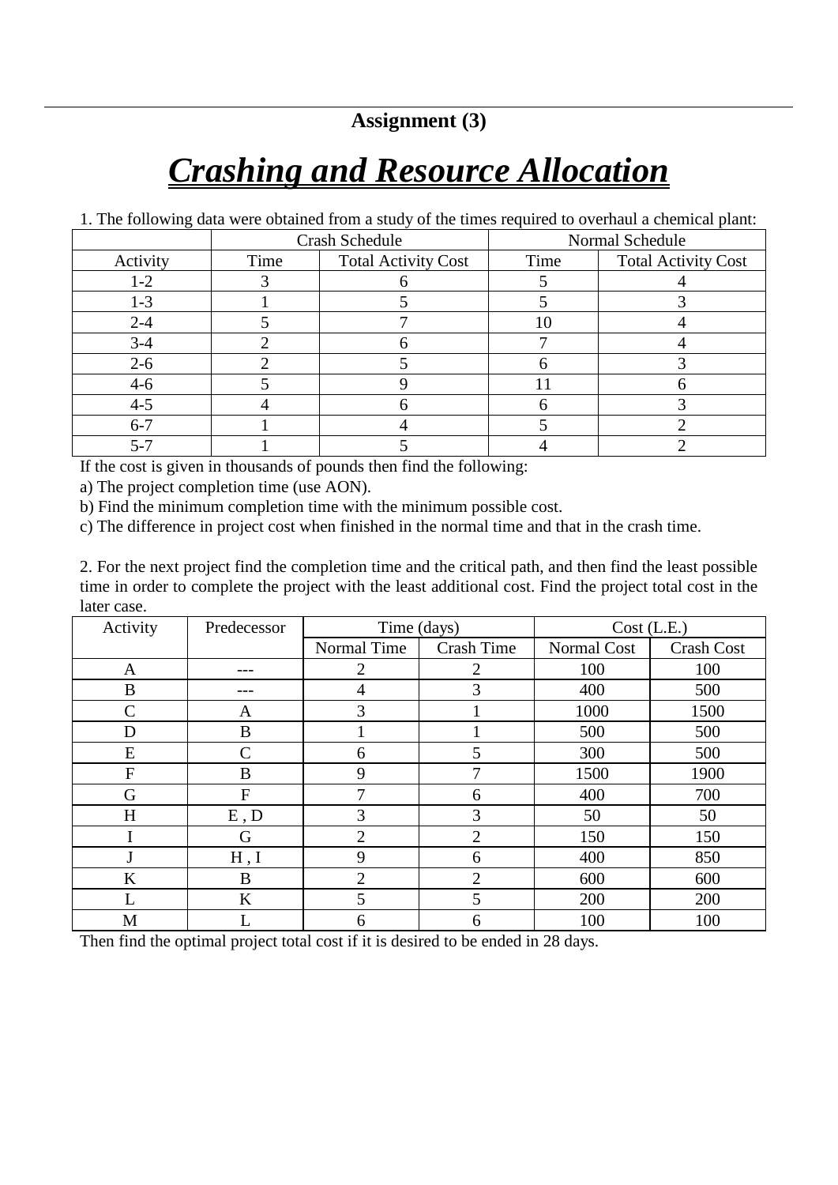**Assignment (3)**

# ***Crashing and Resource Allocation***

1. The following data were obtained from a study of the times required to overhaul a chemical plant:

| | Crash Schedule | | Normal Schedule | |
|---|---|---|---|---|
| Activity | Time | Total Activity Cost | Time | Total Activity Cost |
| 1-2 | 3 | 6 | 5 | 4 |
| 1-3 | 1 | 5 | 5 | 3 |
| 2-4 | 5 | 7 | 10 | 4 |
| 3-4 | 2 | 6 | 7 | 4 |
| 2-6 | 2 | 5 | 6 | 3 |
| 4-6 | 5 | 9 | 11 | 6 |
| 4-5 | 4 | 6 | 6 | 3 |
| 6-7 | 1 | 4 | 5 | 2 |
| 5-7 | 1 | 5 | 4 | 2 |

If the cost is given in thousands of pounds then find the following:

a) The project completion time (use AON).

b) Find the minimum completion time with the minimum possible cost.

c) The difference in project cost when finished in the normal time and that in the crash time.

2. For the next project find the completion time and the critical path, and then find the least possible time in order to complete the project with the least additional cost. Find the project total cost in the later case.

| Activity | Predecessor | Time (days) | | Cost (L.E.) | |
|---|---|---|---|---|---|
| | | Normal Time | Crash Time | Normal Cost | Crash Cost |
| A | --- | 2 | 2 | 100 | 100 |
| B | --- | 4 | 3 | 400 | 500 |
| C | A | 3 | 1 | 1000 | 1500 |
| D | B | 1 | 1 | 500 | 500 |
| E | C | 6 | 5 | 300 | 500 |
| F | B | 9 | 7 | 1500 | 1900 |
| G | F | 7 | 6 | 400 | 700 |
| H | E , D | 3 | 3 | 50 | 50 |
| I | G | 2 | 2 | 150 | 150 |
| J | H , I | 9 | 6 | 400 | 850 |
| K | B | 2 | 2 | 600 | 600 |
| L | K | 5 | 5 | 200 | 200 |
| M | L | 6 | 6 | 100 | 100 |

Then find the optimal project total cost if it is desired to be ended in 28 days.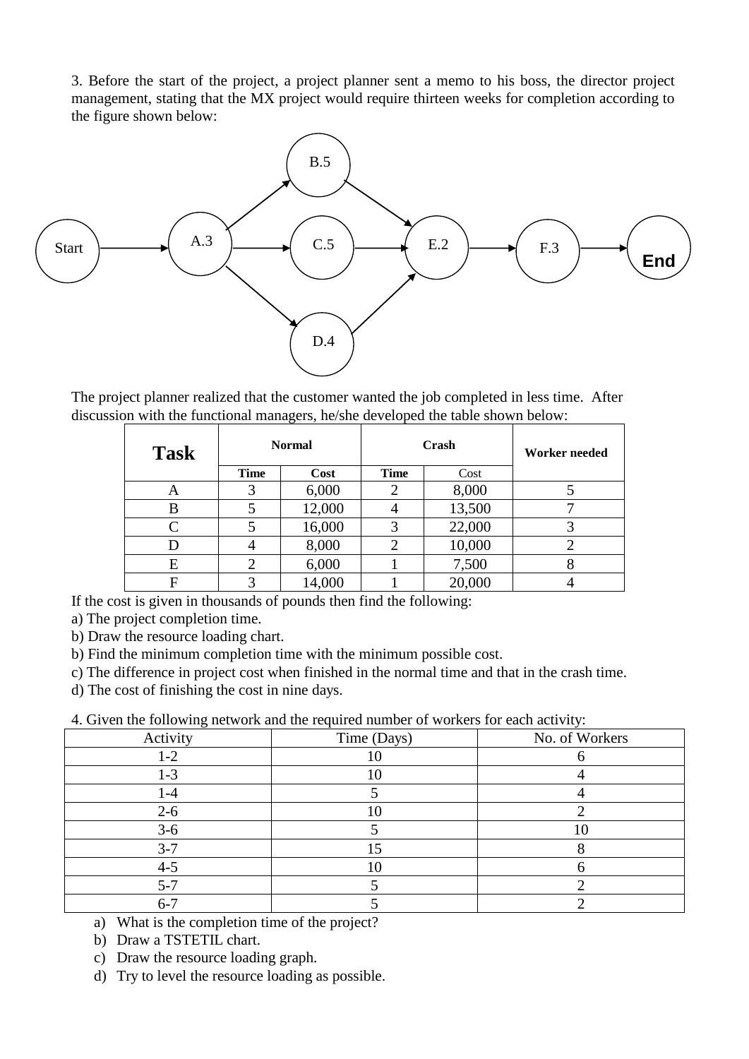3. Before the start of the project, a project planner sent a memo to his boss, the director project management, stating that the MX project would require thirteen weeks for completion according to the figure shown below:

Start
A.3
B.5
C.5
D.4
E.2
F.3
End

The project planner realized that the customer wanted the job completed in less time. After discussion with the functional managers, he/she developed the table shown below:

| Task | Normal | | Crash | | Worker needed |
|---|---|---|---|---|---|
| | Time | Cost | Time | Cost | |
| A | 3 | 6,000 | 2 | 8,000 | 5 |
| B | 5 | 12,000 | 4 | 13,500 | 7 |
| C | 5 | 16,000 | 3 | 22,000 | 3 |
| D | 4 | 8,000 | 2 | 10,000 | 2 |
| E | 2 | 6,000 | 1 | 7,500 | 8 |
| F | 3 | 14,000 | 1 | 20,000 | 4 |

If the cost is given in thousands of pounds then find the following:

a) The project completion time.

b) Draw the resource loading chart.

b) Find the minimum completion time with the minimum possible cost.

c) The difference in project cost when finished in the normal time and that in the crash time.

d) The cost of finishing the cost in nine days.

4. Given the following network and the required number of workers for each activity:

| Activity | Time (Days) | No. of Workers |
|---|---|---|
| 1-2 | 10 | 6 |
| 1-3 | 10 | 4 |
| 1-4 | 5 | 4 |
| 2-6 | 10 | 2 |
| 3-6 | 5 | 10 |
| 3-7 | 15 | 8 |
| 4-5 | 10 | 6 |
| 5-7 | 5 | 2 |
| 6-7 | 5 | 2 |

a) What is the completion time of the project?

b) Draw a TSTETIL chart.

c) Draw the resource loading graph.

d) Try to level the resource loading as possible.